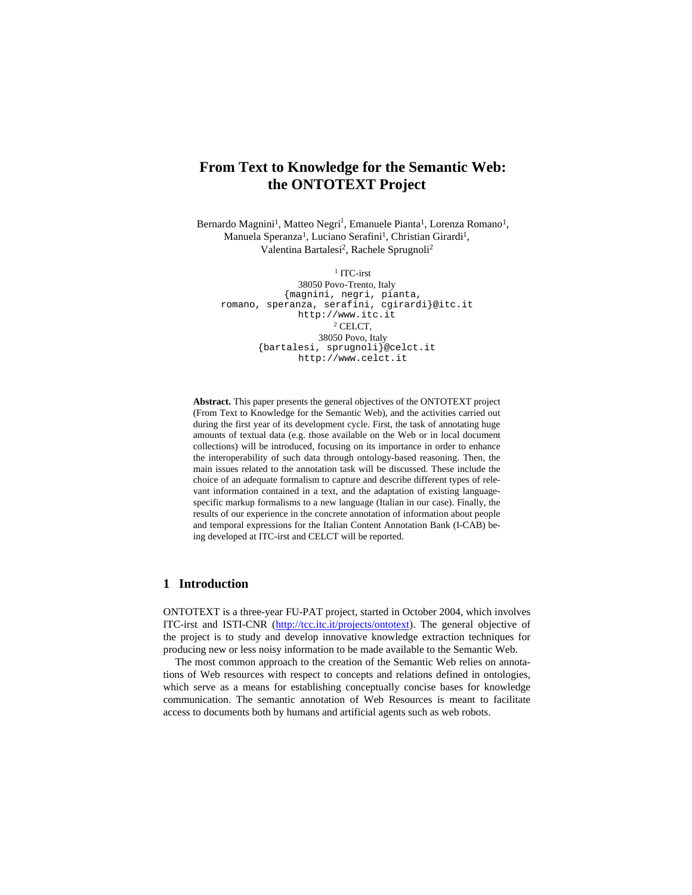# From Text to Knowledge for the Semantic Web: the ONTOTEXT Project

Bernardo Magnini[1], Matteo Negri[1], Emanuele Pianta[1], Lorenza Romano[1], Manuela Speranza[1], Luciano Serafini[1], Christian Girardi[1], Valentina Bartalesi[2], Rachele Sprugnoli[2]

[1] ITC-irst
38050 Povo-Trento, Italy
{magnini, negri, pianta, romano, speranza, serafini, cgirardi}@itc.it
http://www.itc.it

[2] CELCT,
38050 Povo, Italy
{bartalesi, sprugnoli}@celct.it
http://www.celct.it

**Abstract.** This paper presents the general objectives of the ONTOTEXT project (From Text to Knowledge for the Semantic Web), and the activities carried out during the first year of its development cycle. First, the task of annotating huge amounts of textual data (e.g. those available on the Web or in local document collections) will be introduced, focusing on its importance in order to enhance the interoperability of such data through ontology-based reasoning. Then, the main issues related to the annotation task will be discussed. These include the choice of an adequate formalism to capture and describe different types of relevant information contained in a text, and the adaptation of existing language-specific markup formalisms to a new language (Italian in our case). Finally, the results of our experience in the concrete annotation of information about people and temporal expressions for the Italian Content Annotation Bank (I-CAB) being developed at ITC-irst and CELCT will be reported.

## 1 Introduction

ONTOTEXT is a three-year FU-PAT project, started in October 2004, which involves ITC-irst and ISTI-CNR (http://tcc.itc.it/projects/ontotext). The general objective of the project is to study and develop innovative knowledge extraction techniques for producing new or less noisy information to be made available to the Semantic Web.

The most common approach to the creation of the Semantic Web relies on annotations of Web resources with respect to concepts and relations defined in ontologies, which serve as a means for establishing conceptually concise bases for knowledge communication. The semantic annotation of Web Resources is meant to facilitate access to documents both by humans and artificial agents such as web robots.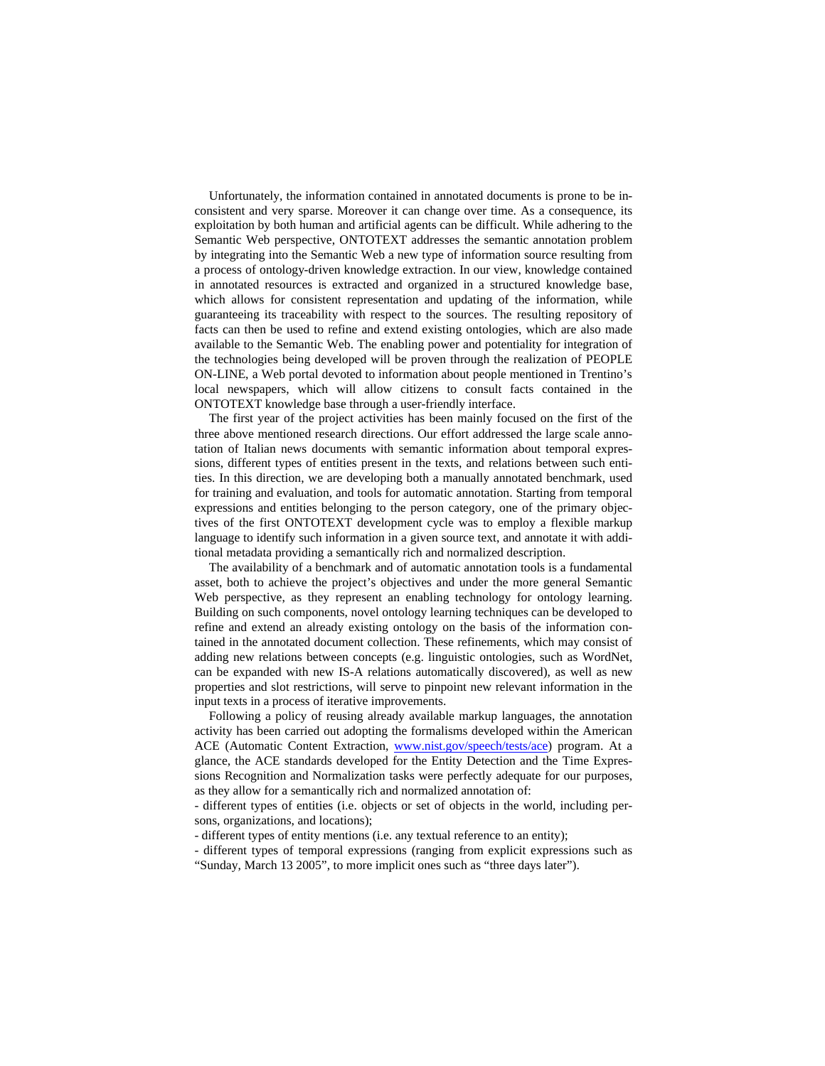Unfortunately, the information contained in annotated documents is prone to be inconsistent and very sparse. Moreover it can change over time. As a consequence, its exploitation by both human and artificial agents can be difficult. While adhering to the Semantic Web perspective, ONTOTEXT addresses the semantic annotation problem by integrating into the Semantic Web a new type of information source resulting from a process of ontology-driven knowledge extraction. In our view, knowledge contained in annotated resources is extracted and organized in a structured knowledge base, which allows for consistent representation and updating of the information, while guaranteeing its traceability with respect to the sources. The resulting repository of facts can then be used to refine and extend existing ontologies, which are also made available to the Semantic Web. The enabling power and potentiality for integration of the technologies being developed will be proven through the realization of PEOPLE ON-LINE, a Web portal devoted to information about people mentioned in Trentino's local newspapers, which will allow citizens to consult facts contained in the ONTOTEXT knowledge base through a user-friendly interface.

The first year of the project activities has been mainly focused on the first of the three above mentioned research directions. Our effort addressed the large scale annotation of Italian news documents with semantic information about temporal expressions, different types of entities present in the texts, and relations between such entities. In this direction, we are developing both a manually annotated benchmark, used for training and evaluation, and tools for automatic annotation. Starting from temporal expressions and entities belonging to the person category, one of the primary objectives of the first ONTOTEXT development cycle was to employ a flexible markup language to identify such information in a given source text, and annotate it with additional metadata providing a semantically rich and normalized description.

The availability of a benchmark and of automatic annotation tools is a fundamental asset, both to achieve the project's objectives and under the more general Semantic Web perspective, as they represent an enabling technology for ontology learning. Building on such components, novel ontology learning techniques can be developed to refine and extend an already existing ontology on the basis of the information contained in the annotated document collection. These refinements, which may consist of adding new relations between concepts (e.g. linguistic ontologies, such as WordNet, can be expanded with new IS-A relations automatically discovered), as well as new properties and slot restrictions, will serve to pinpoint new relevant information in the input texts in a process of iterative improvements.

Following a policy of reusing already available markup languages, the annotation activity has been carried out adopting the formalisms developed within the American ACE (Automatic Content Extraction, www.nist.gov/speech/tests/ace) program. At a glance, the ACE standards developed for the Entity Detection and the Time Expressions Recognition and Normalization tasks were perfectly adequate for our purposes, as they allow for a semantically rich and normalized annotation of:

- different types of entities (i.e. objects or set of objects in the world, including persons, organizations, and locations);
- different types of entity mentions (i.e. any textual reference to an entity);
- different types of temporal expressions (ranging from explicit expressions such as "Sunday, March 13 2005", to more implicit ones such as "three days later").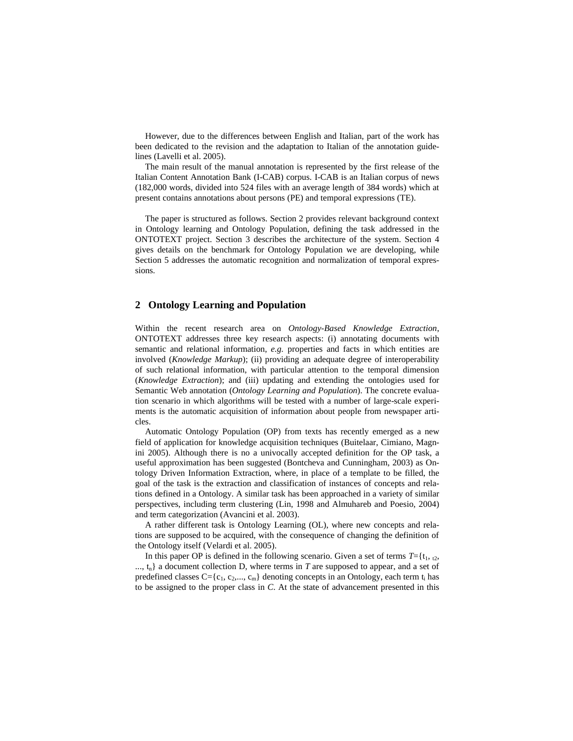However, due to the differences between English and Italian, part of the work has been dedicated to the revision and the adaptation to Italian of the annotation guidelines (Lavelli et al. 2005).

The main result of the manual annotation is represented by the first release of the Italian Content Annotation Bank (I-CAB) corpus. I-CAB is an Italian corpus of news (182,000 words, divided into 524 files with an average length of 384 words) which at present contains annotations about persons (PE) and temporal expressions (TE).

The paper is structured as follows. Section 2 provides relevant background context in Ontology learning and Ontology Population, defining the task addressed in the ONTOTEXT project. Section 3 describes the architecture of the system. Section 4 gives details on the benchmark for Ontology Population we are developing, while Section 5 addresses the automatic recognition and normalization of temporal expressions.

## 2 Ontology Learning and Population

Within the recent research area on *Ontology-Based Knowledge Extraction*, ONTOTEXT addresses three key research aspects: (i) annotating documents with semantic and relational information, *e.g.* properties and facts in which entities are involved (*Knowledge Markup*); (ii) providing an adequate degree of interoperability of such relational information, with particular attention to the temporal dimension (*Knowledge Extraction*); and (iii) updating and extending the ontologies used for Semantic Web annotation (*Ontology Learning and Population*). The concrete evaluation scenario in which algorithms will be tested with a number of large-scale experiments is the automatic acquisition of information about people from newspaper articles.

Automatic Ontology Population (OP) from texts has recently emerged as a new field of application for knowledge acquisition techniques (Buitelaar, Cimiano, Magnini 2005). Although there is no a univocally accepted definition for the OP task, a useful approximation has been suggested (Bontcheva and Cunningham, 2003) as Ontology Driven Information Extraction, where, in place of a template to be filled, the goal of the task is the extraction and classification of instances of concepts and relations defined in a Ontology. A similar task has been approached in a variety of similar perspectives, including term clustering (Lin, 1998 and Almuhareb and Poesio, 2004) and term categorization (Avancini et al. 2003).

A rather different task is Ontology Learning (OL), where new concepts and relations are supposed to be acquired, with the consequence of changing the definition of the Ontology itself (Velardi et al. 2005).

In this paper OP is defined in the following scenario. Given a set of terms $T=\{t_1, t_2, ..., t_n\}$ a document collection D, where terms in *T* are supposed to appear, and a set of predefined classes $C=\{c_1, c_2, ..., c_m\}$ denoting concepts in an Ontology, each term $t_i$ has to be assigned to the proper class in *C*. At the state of advancement presented in this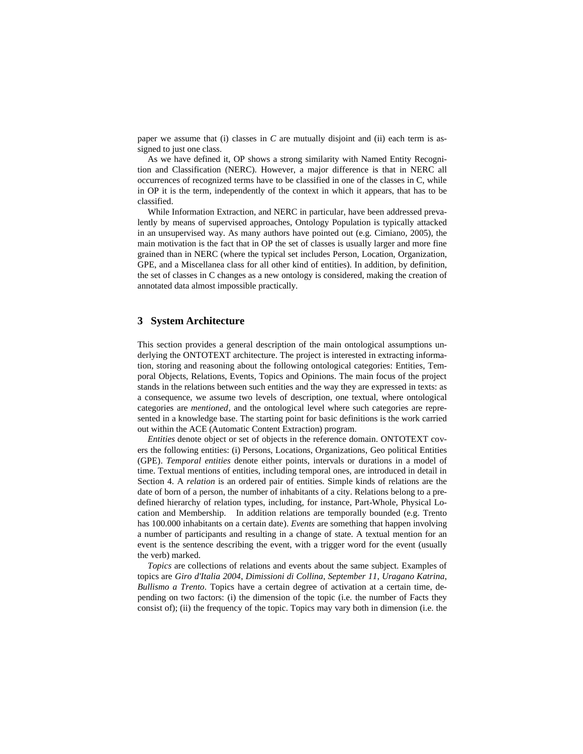paper we assume that (i) classes in *C* are mutually disjoint and (ii) each term is assigned to just one class.

As we have defined it, OP shows a strong similarity with Named Entity Recognition and Classification (NERC). However, a major difference is that in NERC all occurrences of recognized terms have to be classified in one of the classes in C, while in OP it is the term, independently of the context in which it appears, that has to be classified.

While Information Extraction, and NERC in particular, have been addressed prevalently by means of supervised approaches, Ontology Population is typically attacked in an unsupervised way. As many authors have pointed out (e.g. Cimiano, 2005), the main motivation is the fact that in OP the set of classes is usually larger and more fine grained than in NERC (where the typical set includes Person, Location, Organization, GPE, and a Miscellanea class for all other kind of entities). In addition, by definition, the set of classes in C changes as a new ontology is considered, making the creation of annotated data almost impossible practically.

## 3 System Architecture

This section provides a general description of the main ontological assumptions underlying the ONTOTEXT architecture. The project is interested in extracting information, storing and reasoning about the following ontological categories: Entities, Temporal Objects, Relations, Events, Topics and Opinions. The main focus of the project stands in the relations between such entities and the way they are expressed in texts: as a consequence, we assume two levels of description, one textual, where ontological categories are *mentioned*, and the ontological level where such categories are represented in a knowledge base. The starting point for basic definitions is the work carried out within the ACE (Automatic Content Extraction) program.

*Entities* denote object or set of objects in the reference domain. ONTOTEXT covers the following entities: (i) Persons, Locations, Organizations, Geo political Entities (GPE). *Temporal entities* denote either points, intervals or durations in a model of time. Textual mentions of entities, including temporal ones, are introduced in detail in Section 4. A *relation* is an ordered pair of entities. Simple kinds of relations are the date of born of a person, the number of inhabitants of a city. Relations belong to a predefined hierarchy of relation types, including, for instance, Part-Whole, Physical Location and Membership. In addition relations are temporally bounded (e.g. Trento has 100.000 inhabitants on a certain date). *Events* are something that happen involving a number of participants and resulting in a change of state. A textual mention for an event is the sentence describing the event, with a trigger word for the event (usually the verb) marked.

*Topics* are collections of relations and events about the same subject. Examples of topics are *Giro d'Italia 2004*, *Dimissioni di Collina*, *September 11*, *Uragano Katrina*, *Bullismo a Trento*. Topics have a certain degree of activation at a certain time, depending on two factors: (i) the dimension of the topic (i.e. the number of Facts they consist of); (ii) the frequency of the topic. Topics may vary both in dimension (i.e. the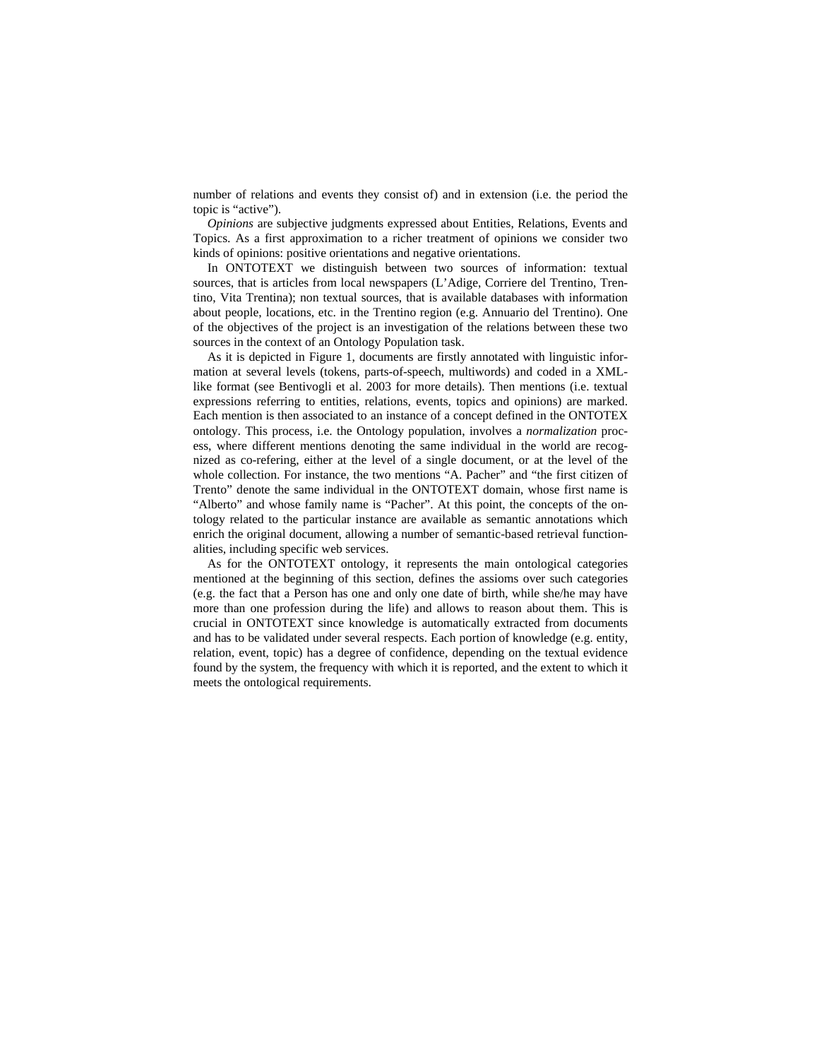number of relations and events they consist of) and in extension (i.e. the period the topic is "active").

*Opinions* are subjective judgments expressed about Entities, Relations, Events and Topics. As a first approximation to a richer treatment of opinions we consider two kinds of opinions: positive orientations and negative orientations.

In ONTOTEXT we distinguish between two sources of information: textual sources, that is articles from local newspapers (L'Adige, Corriere del Trentino, Trentino, Vita Trentina); non textual sources, that is available databases with information about people, locations, etc. in the Trentino region (e.g. Annuario del Trentino). One of the objectives of the project is an investigation of the relations between these two sources in the context of an Ontology Population task.

As it is depicted in Figure 1, documents are firstly annotated with linguistic information at several levels (tokens, parts-of-speech, multiwords) and coded in a XML-like format (see Bentivogli et al. 2003 for more details). Then mentions (i.e. textual expressions referring to entities, relations, events, topics and opinions) are marked. Each mention is then associated to an instance of a concept defined in the ONTOTEX ontology. This process, i.e. the Ontology population, involves a *normalization* process, where different mentions denoting the same individual in the world are recognized as co-refering, either at the level of a single document, or at the level of the whole collection. For instance, the two mentions "A. Pacher" and "the first citizen of Trento" denote the same individual in the ONTOTEXT domain, whose first name is "Alberto" and whose family name is "Pacher". At this point, the concepts of the ontology related to the particular instance are available as semantic annotations which enrich the original document, allowing a number of semantic-based retrieval functionalities, including specific web services.

As for the ONTOTEXT ontology, it represents the main ontological categories mentioned at the beginning of this section, defines the assioms over such categories (e.g. the fact that a Person has one and only one date of birth, while she/he may have more than one profession during the life) and allows to reason about them. This is crucial in ONTOTEXT since knowledge is automatically extracted from documents and has to be validated under several respects. Each portion of knowledge (e.g. entity, relation, event, topic) has a degree of confidence, depending on the textual evidence found by the system, the frequency with which it is reported, and the extent to which it meets the ontological requirements.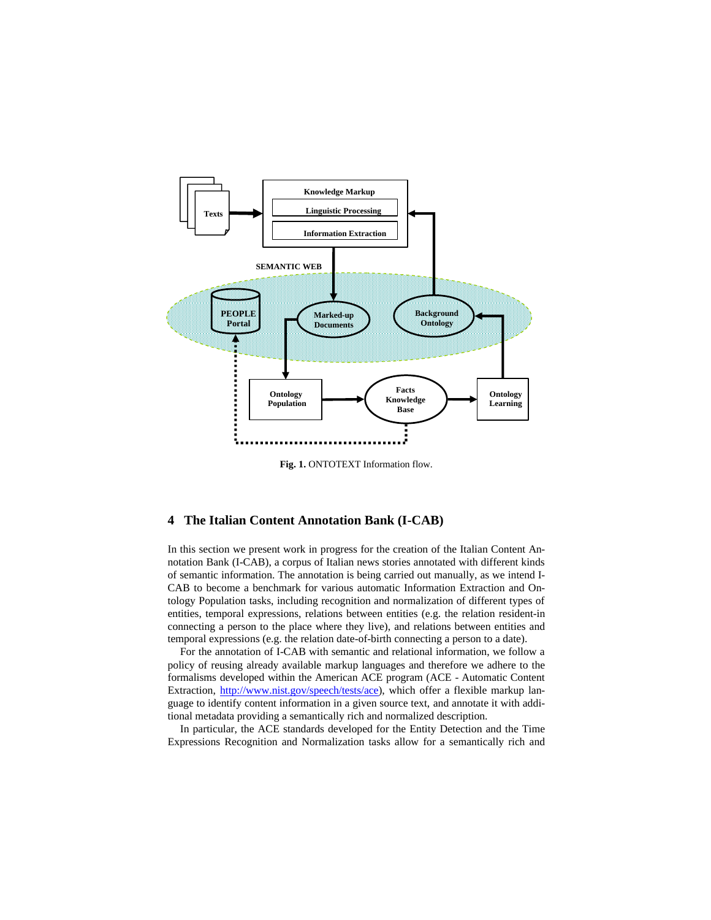**Fig. 1.** ONTOTEXT Information flow.

## 4 The Italian Content Annotation Bank (I-CAB)

In this section we present work in progress for the creation of the Italian Content Annotation Bank (I-CAB), a corpus of Italian news stories annotated with different kinds of semantic information. The annotation is being carried out manually, as we intend I-CAB to become a benchmark for various automatic Information Extraction and Ontology Population tasks, including recognition and normalization of different types of entities, temporal expressions, relations between entities (e.g. the relation resident-in connecting a person to the place where they live), and relations between entities and temporal expressions (e.g. the relation date-of-birth connecting a person to a date).

For the annotation of I-CAB with semantic and relational information, we follow a policy of reusing already available markup languages and therefore we adhere to the formalisms developed within the American ACE program (ACE - Automatic Content Extraction, http://www.nist.gov/speech/tests/ace), which offer a flexible markup language to identify content information in a given source text, and annotate it with additional metadata providing a semantically rich and normalized description.

In particular, the ACE standards developed for the Entity Detection and the Time Expressions Recognition and Normalization tasks allow for a semantically rich and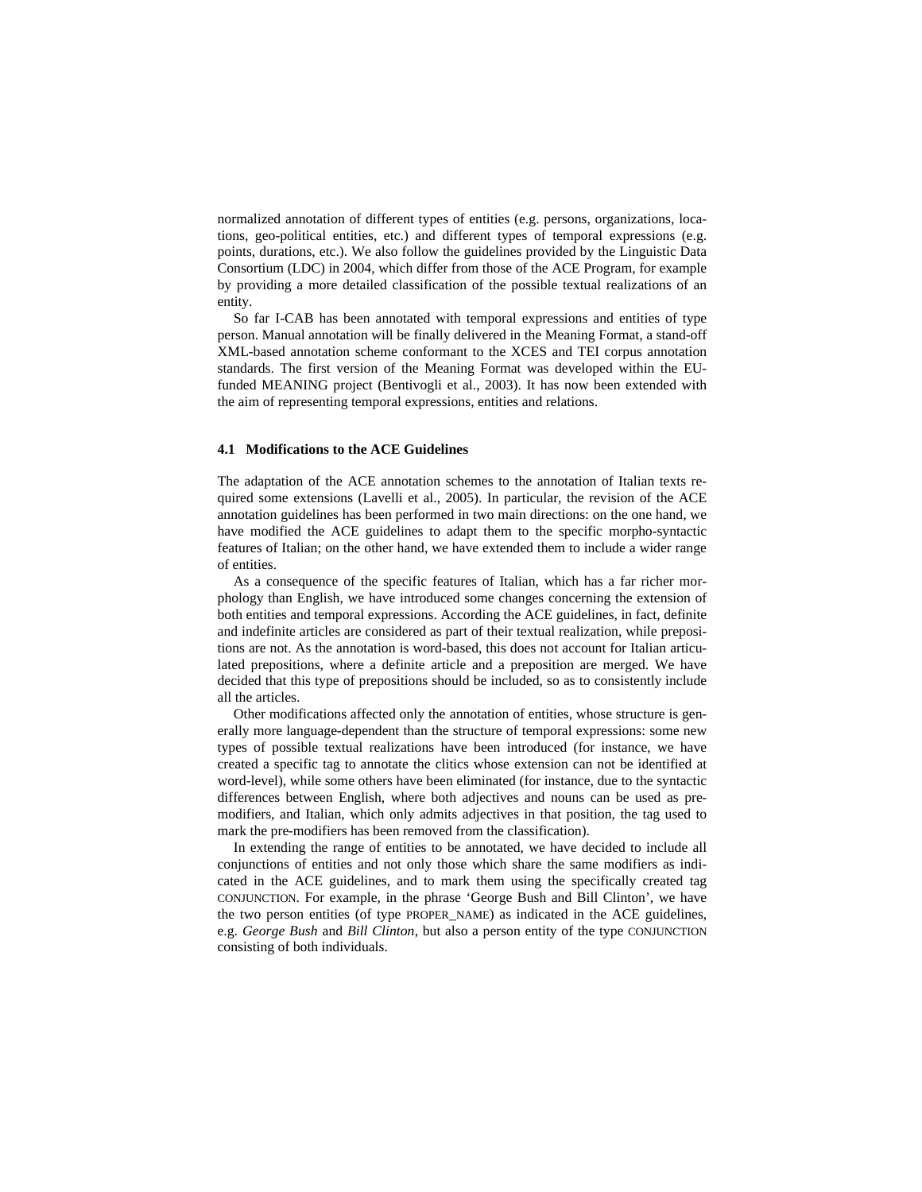normalized annotation of different types of entities (e.g. persons, organizations, locations, geo-political entities, etc.) and different types of temporal expressions (e.g. points, durations, etc.). We also follow the guidelines provided by the Linguistic Data Consortium (LDC) in 2004, which differ from those of the ACE Program, for example by providing a more detailed classification of the possible textual realizations of an entity.

So far I-CAB has been annotated with temporal expressions and entities of type person. Manual annotation will be finally delivered in the Meaning Format, a stand-off XML-based annotation scheme conformant to the XCES and TEI corpus annotation standards. The first version of the Meaning Format was developed within the EU-funded MEANING project (Bentivogli et al., 2003). It has now been extended with the aim of representing temporal expressions, entities and relations.

### 4.1 Modifications to the ACE Guidelines

The adaptation of the ACE annotation schemes to the annotation of Italian texts required some extensions (Lavelli et al., 2005). In particular, the revision of the ACE annotation guidelines has been performed in two main directions: on the one hand, we have modified the ACE guidelines to adapt them to the specific morpho-syntactic features of Italian; on the other hand, we have extended them to include a wider range of entities.

As a consequence of the specific features of Italian, which has a far richer morphology than English, we have introduced some changes concerning the extension of both entities and temporal expressions. According the ACE guidelines, in fact, definite and indefinite articles are considered as part of their textual realization, while prepositions are not. As the annotation is word-based, this does not account for Italian articulated prepositions, where a definite article and a preposition are merged. We have decided that this type of prepositions should be included, so as to consistently include all the articles.

Other modifications affected only the annotation of entities, whose structure is generally more language-dependent than the structure of temporal expressions: some new types of possible textual realizations have been introduced (for instance, we have created a specific tag to annotate the clitics whose extension can not be identified at word-level), while some others have been eliminated (for instance, due to the syntactic differences between English, where both adjectives and nouns can be used as pre-modifiers, and Italian, which only admits adjectives in that position, the tag used to mark the pre-modifiers has been removed from the classification).

In extending the range of entities to be annotated, we have decided to include all conjunctions of entities and not only those which share the same modifiers as indicated in the ACE guidelines, and to mark them using the specifically created tag CONJUNCTION. For example, in the phrase 'George Bush and Bill Clinton', we have the two person entities (of type PROPER_NAME) as indicated in the ACE guidelines, e.g. *George Bush* and *Bill Clinton*, but also a person entity of the type CONJUNCTION consisting of both individuals.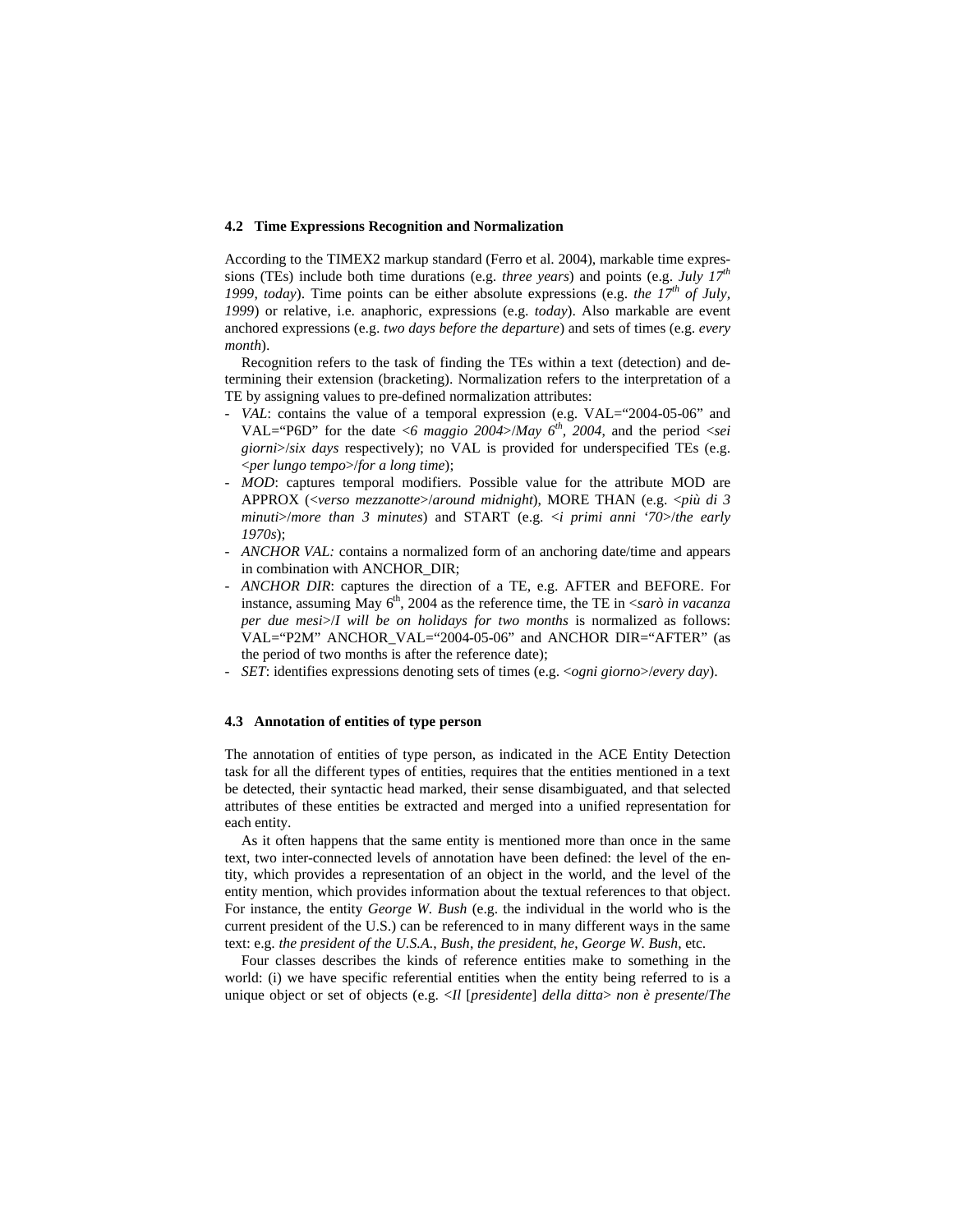### 4.2 Time Expressions Recognition and Normalization

According to the TIMEX2 markup standard (Ferro et al. 2004), markable time expressions (TEs) include both time durations (e.g. *three years*) and points (e.g. *July 17th 1999*, *today*). Time points can be either absolute expressions (e.g. *the 17th of July, 1999*) or relative, i.e. anaphoric, expressions (e.g. *today*). Also markable are event anchored expressions (e.g. *two days before the departure*) and sets of times (e.g. *every month*).

Recognition refers to the task of finding the TEs within a text (detection) and determining their extension (bracketing). Normalization refers to the interpretation of a TE by assigning values to pre-defined normalization attributes:

- *VAL*: contains the value of a temporal expression (e.g. VAL="2004-05-06" and VAL="P6D" for the date <*6 maggio 2004*>/*May 6th, 2004*, and the period <*sei giorni*>/*six days* respectively); no VAL is provided for underspecified TEs (e.g. <*per lungo tempo*>/*for a long time*);
- *MOD*: captures temporal modifiers. Possible value for the attribute MOD are APPROX (<*verso mezzanotte*>/*around midnight*), MORE THAN (e.g. <*più di 3 minuti*>/*more than 3 minutes*) and START (e.g. <*i primi anni '70*>/*the early 1970s*);
- *ANCHOR VAL:* contains a normalized form of an anchoring date/time and appears in combination with ANCHOR_DIR;
- *ANCHOR DIR*: captures the direction of a TE, e.g. AFTER and BEFORE. For instance, assuming May 6th, 2004 as the reference time, the TE in <*sarò in vacanza per due mesi*>/*I will be on holidays for two months* is normalized as follows: VAL="P2M" ANCHOR_VAL="2004-05-06" and ANCHOR DIR="AFTER" (as the period of two months is after the reference date);
- *SET*: identifies expressions denoting sets of times (e.g. <*ogni giorno*>/*every day*).

### 4.3 Annotation of entities of type person

The annotation of entities of type person, as indicated in the ACE Entity Detection task for all the different types of entities, requires that the entities mentioned in a text be detected, their syntactic head marked, their sense disambiguated, and that selected attributes of these entities be extracted and merged into a unified representation for each entity.

As it often happens that the same entity is mentioned more than once in the same text, two inter-connected levels of annotation have been defined: the level of the entity, which provides a representation of an object in the world, and the level of the entity mention, which provides information about the textual references to that object. For instance, the entity *George W. Bush* (e.g. the individual in the world who is the current president of the U.S.) can be referenced to in many different ways in the same text: e.g. *the president of the U.S.A.*, *Bush*, *the president*, *he*, *George W. Bush*, etc.

Four classes describes the kinds of reference entities make to something in the world: (i) we have specific referential entities when the entity being referred to is a unique object or set of objects (e.g. <*Il* [*presidente*] *della ditta*> *non è presente*/*The*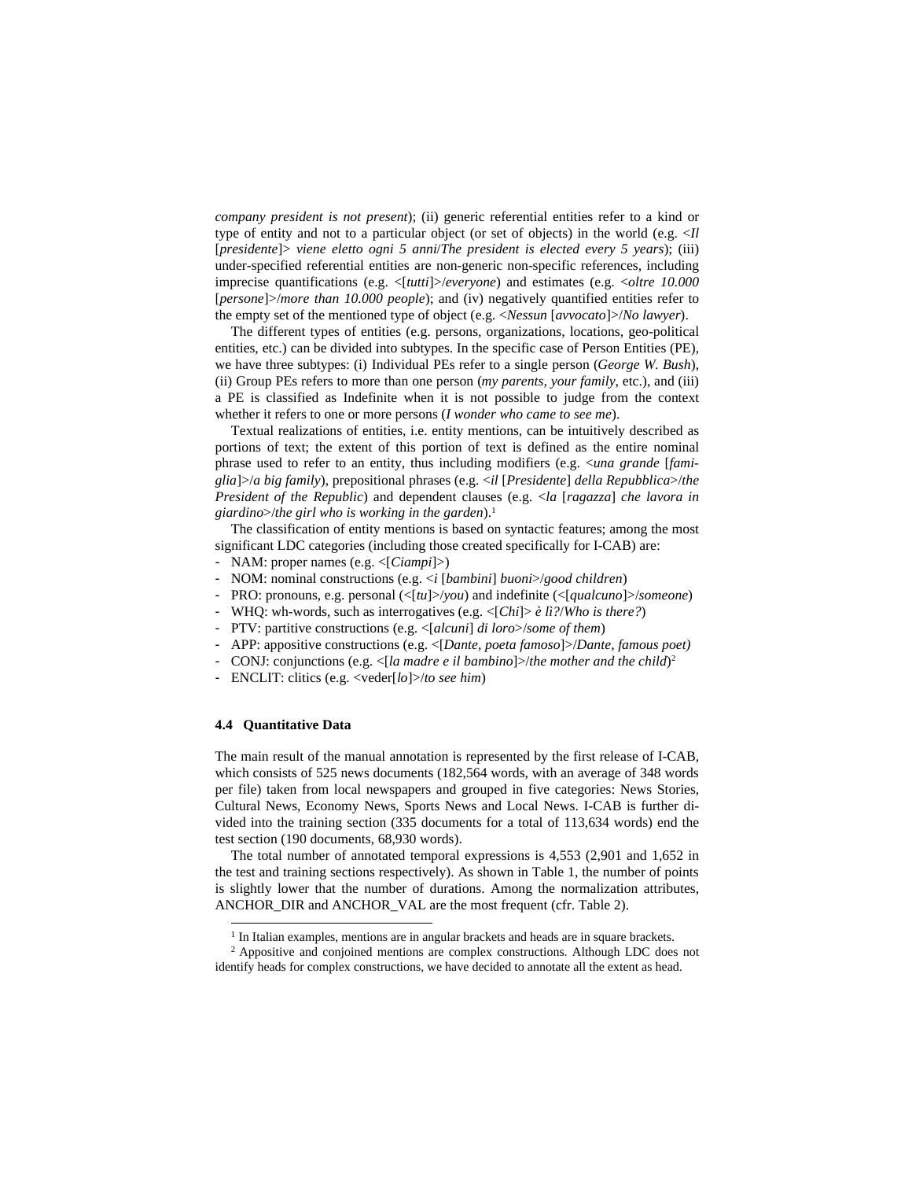*company president is not present*); (ii) generic referential entities refer to a kind or type of entity and not to a particular object (or set of objects) in the world (e.g. <*Il* [*presidente*]> *viene eletto ogni 5 anni*/*The president is elected every 5 years*); (iii) under-specified referential entities are non-generic non-specific references, including imprecise quantifications (e.g. <[*tutti*]>/*everyone*) and estimates (e.g. <*oltre 10.000* [*persone*]>/*more than 10.000 people*); and (iv) negatively quantified entities refer to the empty set of the mentioned type of object (e.g. <*Nessun* [*avvocato*]>/*No lawyer*).

The different types of entities (e.g. persons, organizations, locations, geo-political entities, etc.) can be divided into subtypes. In the specific case of Person Entities (PE), we have three subtypes: (i) Individual PEs refer to a single person (*George W. Bush*), (ii) Group PEs refers to more than one person (*my parents, your family*, etc.), and (iii) a PE is classified as Indefinite when it is not possible to judge from the context whether it refers to one or more persons (*I wonder who came to see me*).

Textual realizations of entities, i.e. entity mentions, can be intuitively described as portions of text; the extent of this portion of text is defined as the entire nominal phrase used to refer to an entity, thus including modifiers (e.g. <*una grande* [*famiglia*]>/*a big family*), prepositional phrases (e.g. <*il* [*Presidente*] *della Repubblica*>/*the President of the Republic*) and dependent clauses (e.g. <*la* [*ragazza*] *che lavora in giardino*>/*the girl who is working in the garden*).[1]

The classification of entity mentions is based on syntactic features; among the most significant LDC categories (including those created specifically for I-CAB) are:

- NAM: proper names (e.g. <[*Ciampi*]>)
- NOM: nominal constructions (e.g. <*i* [*bambini*] *buoni*>/*good children*)
- PRO: pronouns, e.g. personal (<[*tu*]>/*you*) and indefinite (<[*qualcuno*]>/*someone*)
- WHQ: wh-words, such as interrogatives (e.g. <[*Chi*]> *è lì?*/*Who is there?*)
- PTV: partitive constructions (e.g. <[*alcuni*] *di loro*>/*some of them*)
- APP: appositive constructions (e.g. <[*Dante, poeta famoso*]>/*Dante, famous poet)*
- CONJ: conjunctions (e.g. <[*la madre e il bambino*]>/*the mother and the child*)[2]
- ENCLIT: clitics (e.g. <veder[*lo*]>/*to see him*)

### 4.4 Quantitative Data

The main result of the manual annotation is represented by the first release of I-CAB, which consists of 525 news documents (182,564 words, with an average of 348 words per file) taken from local newspapers and grouped in five categories: News Stories, Cultural News, Economy News, Sports News and Local News. I-CAB is further divided into the training section (335 documents for a total of 113,634 words) end the test section (190 documents, 68,930 words).

The total number of annotated temporal expressions is 4,553 (2,901 and 1,652 in the test and training sections respectively). As shown in Table 1, the number of points is slightly lower that the number of durations. Among the normalization attributes, ANCHOR_DIR and ANCHOR_VAL are the most frequent (cfr. Table 2).

[1] In Italian examples, mentions are in angular brackets and heads are in square brackets.

[2] Appositive and conjoined mentions are complex constructions. Although LDC does not identify heads for complex constructions, we have decided to annotate all the extent as head.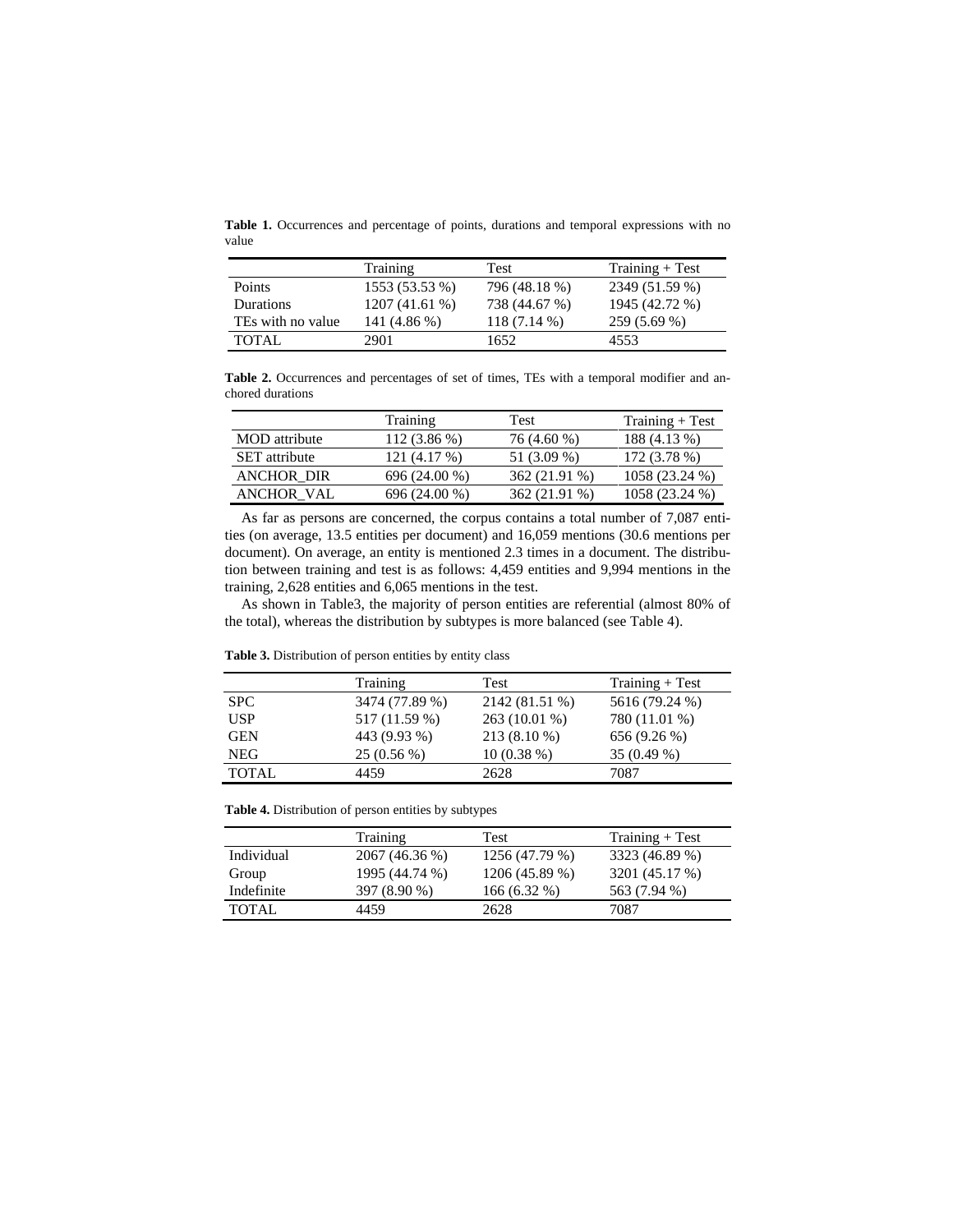**Table 1.** Occurrences and percentage of points, durations and temporal expressions with no value

| | Training | Test | Training + Test |
|---|---|---|---|
| Points | 1553 (53.53 %) | 796 (48.18 %) | 2349 (51.59 %) |
| Durations | 1207 (41.61 %) | 738 (44.67 %) | 1945 (42.72 %) |
| TEs with no value | 141 (4.86 %) | 118 (7.14 %) | 259 (5.69 %) |
| TOTAL | 2901 | 1652 | 4553 |

**Table 2.** Occurrences and percentages of set of times, TEs with a temporal modifier and anchored durations

| | Training | Test | Training + Test |
|---|---|---|---|
| MOD attribute | 112 (3.86 %) | 76 (4.60 %) | 188 (4.13 %) |
| SET attribute | 121 (4.17 %) | 51 (3.09 %) | 172 (3.78 %) |
| ANCHOR_DIR | 696 (24.00 %) | 362 (21.91 %) | 1058 (23.24 %) |
| ANCHOR_VAL | 696 (24.00 %) | 362 (21.91 %) | 1058 (23.24 %) |

As far as persons are concerned, the corpus contains a total number of 7,087 entities (on average, 13.5 entities per document) and 16,059 mentions (30.6 mentions per document). On average, an entity is mentioned 2.3 times in a document. The distribution between training and test is as follows: 4,459 entities and 9,994 mentions in the training, 2,628 entities and 6,065 mentions in the test.

As shown in Table3, the majority of person entities are referential (almost 80% of the total), whereas the distribution by subtypes is more balanced (see Table 4).

**Table 3.** Distribution of person entities by entity class

| | Training | Test | Training + Test |
|---|---|---|---|
| SPC | 3474 (77.89 %) | 2142 (81.51 %) | 5616 (79.24 %) |
| USP | 517 (11.59 %) | 263 (10.01 %) | 780 (11.01 %) |
| GEN | 443 (9.93 %) | 213 (8.10 %) | 656 (9.26 %) |
| NEG | 25 (0.56 %) | 10 (0.38 %) | 35 (0.49 %) |
| TOTAL | 4459 | 2628 | 7087 |

**Table 4.** Distribution of person entities by subtypes

| | Training | Test | Training + Test |
|---|---|---|---|
| Individual | 2067 (46.36 %) | 1256 (47.79 %) | 3323 (46.89 %) |
| Group | 1995 (44.74 %) | 1206 (45.89 %) | 3201 (45.17 %) |
| Indefinite | 397 (8.90 %) | 166 (6.32 %) | 563 (7.94 %) |
| TOTAL | 4459 | 2628 | 7087 |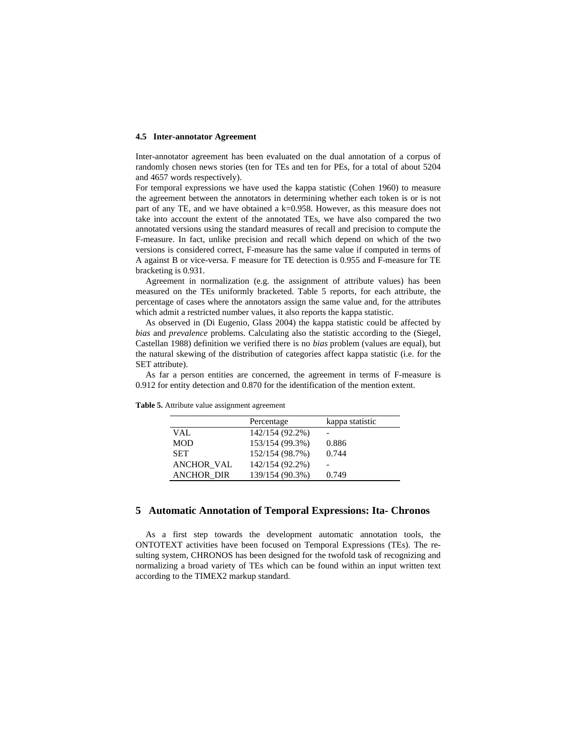### 4.5 Inter-annotator Agreement

Inter-annotator agreement has been evaluated on the dual annotation of a corpus of randomly chosen news stories (ten for TEs and ten for PEs, for a total of about 5204 and 4657 words respectively).

For temporal expressions we have used the kappa statistic (Cohen 1960) to measure the agreement between the annotators in determining whether each token is or is not part of any TE, and we have obtained a k=0.958. However, as this measure does not take into account the extent of the annotated TEs, we have also compared the two annotated versions using the standard measures of recall and precision to compute the F-measure. In fact, unlike precision and recall which depend on which of the two versions is considered correct, F-measure has the same value if computed in terms of A against B or vice-versa. F measure for TE detection is 0.955 and F-measure for TE bracketing is 0.931.

Agreement in normalization (e.g. the assignment of attribute values) has been measured on the TEs uniformly bracketed. Table 5 reports, for each attribute, the percentage of cases where the annotators assign the same value and, for the attributes which admit a restricted number values, it also reports the kappa statistic.

As observed in (Di Eugenio, Glass 2004) the kappa statistic could be affected by *bias* and *prevalence* problems. Calculating also the statistic according to the (Siegel, Castellan 1988) definition we verified there is no *bias* problem (values are equal), but the natural skewing of the distribution of categories affect kappa statistic (i.e. for the SET attribute).

As far a person entities are concerned, the agreement in terms of F-measure is 0.912 for entity detection and 0.870 for the identification of the mention extent.

**Table 5.** Attribute value assignment agreement

| | Percentage | kappa statistic |
|---|---|---|
| VAL | 142/154 (92.2%) | - |
| MOD | 153/154 (99.3%) | 0.886 |
| SET | 152/154 (98.7%) | 0.744 |
| ANCHOR_VAL | 142/154 (92.2%) | - |
| ANCHOR_DIR | 139/154 (90.3%) | 0.749 |

## 5 Automatic Annotation of Temporal Expressions: Ita- Chronos

As a first step towards the development automatic annotation tools, the ONTOTEXT activities have been focused on Temporal Expressions (TEs). The resulting system, CHRONOS has been designed for the twofold task of recognizing and normalizing a broad variety of TEs which can be found within an input written text according to the TIMEX2 markup standard.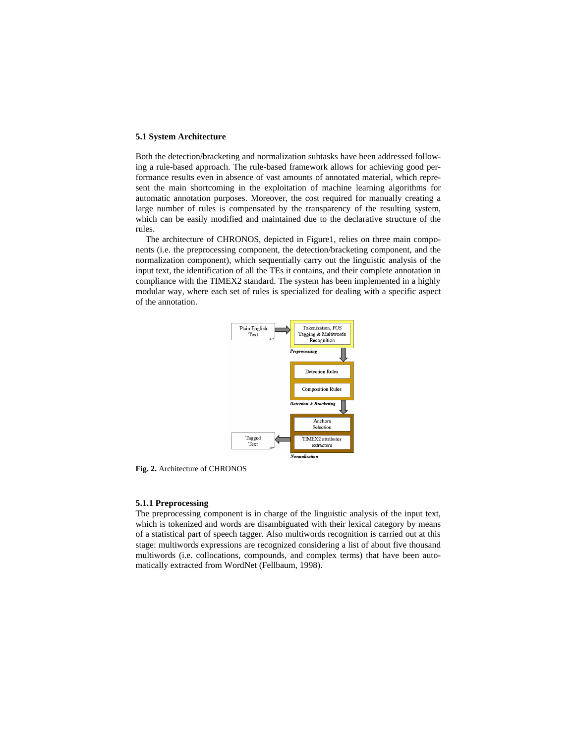### 5.1 System Architecture

Both the detection/bracketing and normalization subtasks have been addressed following a rule-based approach. The rule-based framework allows for achieving good performance results even in absence of vast amounts of annotated material, which represent the main shortcoming in the exploitation of machine learning algorithms for automatic annotation purposes. Moreover, the cost required for manually creating a large number of rules is compensated by the transparency of the resulting system, which can be easily modified and maintained due to the declarative structure of the rules.

The architecture of CHRONOS, depicted in Figure1, relies on three main components (i.e. the preprocessing component, the detection/bracketing component, and the normalization component), which sequentially carry out the linguistic analysis of the input text, the identification of all the TEs it contains, and their complete annotation in compliance with the TIMEX2 standard. The system has been implemented in a highly modular way, where each set of rules is specialized for dealing with a specific aspect of the annotation.

**Fig. 2.** Architecture of CHRONOS

#### 5.1.1 Preprocessing

The preprocessing component is in charge of the linguistic analysis of the input text, which is tokenized and words are disambiguated with their lexical category by means of a statistical part of speech tagger. Also multiwords recognition is carried out at this stage: multiwords expressions are recognized considering a list of about five thousand multiwords (i.e. collocations, compounds, and complex terms) that have been automatically extracted from WordNet (Fellbaum, 1998).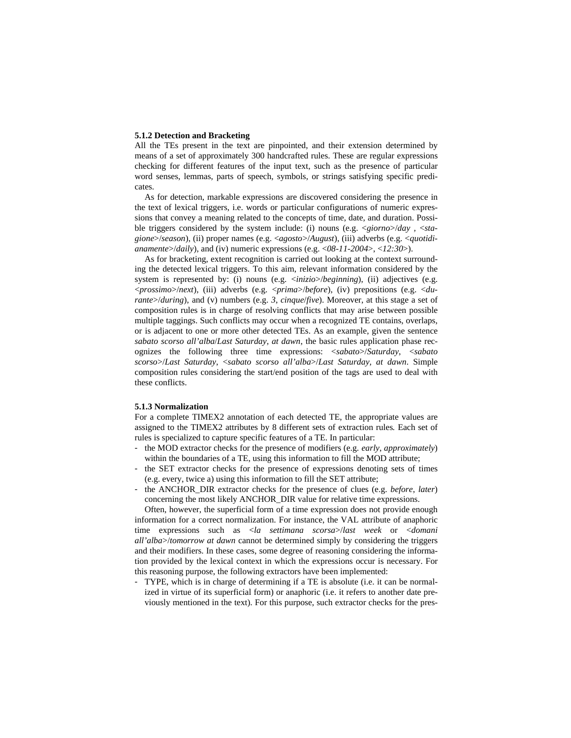### 5.1.2 Detection and Bracketing

All the TEs present in the text are pinpointed, and their extension determined by means of a set of approximately 300 handcrafted rules. These are regular expressions checking for different features of the input text, such as the presence of particular word senses, lemmas, parts of speech, symbols, or strings satisfying specific predicates.

As for detection, markable expressions are discovered considering the presence in the text of lexical triggers, i.e. words or particular configurations of numeric expressions that convey a meaning related to the concepts of time, date, and duration. Possible triggers considered by the system include: (i) nouns (e.g. <*giorno*>/*day* , <*stagione*>/*season*), (ii) proper names (e.g. <*agosto*>/*August*), (iii) adverbs (e.g. <*quotidianamente*>/*daily*), and (iv) numeric expressions (e.g. <*08-11-2004*>, <*12:30*>).

As for bracketing, extent recognition is carried out looking at the context surrounding the detected lexical triggers. To this aim, relevant information considered by the system is represented by: (i) nouns (e.g. <*inizio*>/*beginning*), (ii) adjectives (e.g. <*prossimo*>/*next*), (iii) adverbs (e.g. <*prima*>/*before*), (iv) prepositions (e.g. <*durante*>/*during*), and (v) numbers (e.g. *3*, *cinque*/*five*). Moreover, at this stage a set of composition rules is in charge of resolving conflicts that may arise between possible multiple taggings. Such conflicts may occur when a recognized TE contains, overlaps, or is adjacent to one or more other detected TEs. As an example, given the sentence *sabato scorso all'alba*/*Last Saturday, at dawn*, the basic rules application phase recognizes the following three time expressions: <*sabato*>/*Saturday*, <*sabato scorso*>/*Last Saturday*, <*sabato scorso all'alba*>/*Last Saturday, at dawn*. Simple composition rules considering the start/end position of the tags are used to deal with these conflicts.

### 5.1.3 Normalization

For a complete TIMEX2 annotation of each detected TE, the appropriate values are assigned to the TIMEX2 attributes by 8 different sets of extraction rules. Each set of rules is specialized to capture specific features of a TE. In particular:

- the MOD extractor checks for the presence of modifiers (e.g. *early*, *approximately*) within the boundaries of a TE, using this information to fill the MOD attribute;
- the SET extractor checks for the presence of expressions denoting sets of times (e.g. every, twice a) using this information to fill the SET attribute;
- the ANCHOR_DIR extractor checks for the presence of clues (e.g. *before*, *later*) concerning the most likely ANCHOR_DIR value for relative time expressions.

Often, however, the superficial form of a time expression does not provide enough information for a correct normalization. For instance, the VAL attribute of anaphoric time expressions such as <*la settimana scorsa*>/*last week* or <*domani all'alba*>/*tomorrow at dawn* cannot be determined simply by considering the triggers and their modifiers. In these cases, some degree of reasoning considering the information provided by the lexical context in which the expressions occur is necessary. For this reasoning purpose, the following extractors have been implemented:

- TYPE, which is in charge of determining if a TE is absolute (i.e. it can be normalized in virtue of its superficial form) or anaphoric (i.e. it refers to another date previously mentioned in the text). For this purpose, such extractor checks for the pres-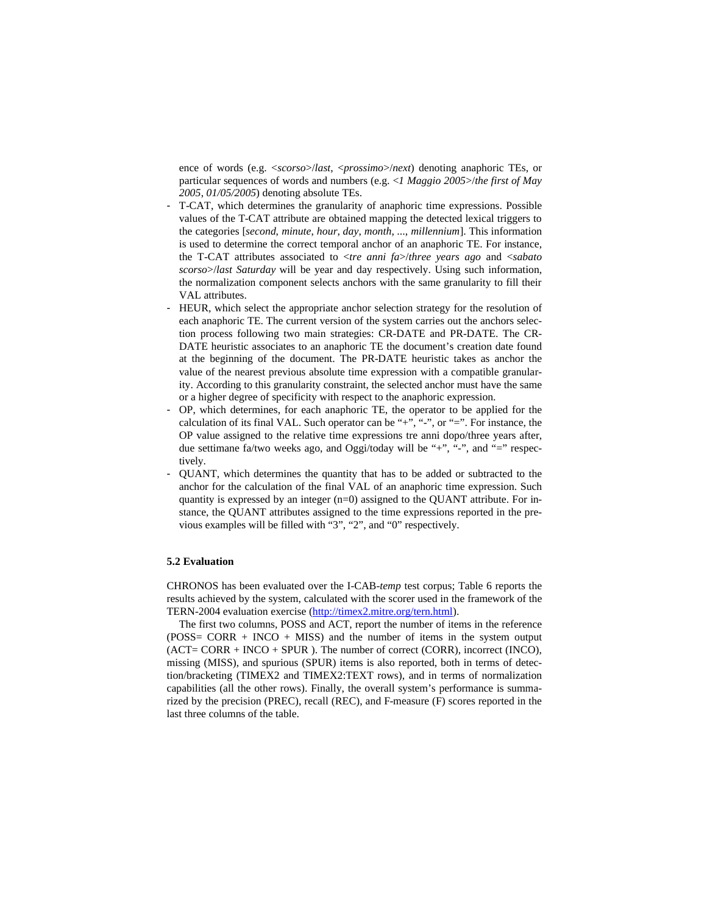ence of words (e.g. <*scorso*>/*last*, <*prossimo*>/*next*) denoting anaphoric TEs, or particular sequences of words and numbers (e.g. <*1 Maggio 2005*>/*the first of May 2005*, *01/05/2005*) denoting absolute TEs.

- T-CAT, which determines the granularity of anaphoric time expressions. Possible values of the T-CAT attribute are obtained mapping the detected lexical triggers to the categories [*second*, *minute*, *hour*, *day*, *month*, ..., *millennium*]. This information is used to determine the correct temporal anchor of an anaphoric TE. For instance, the T-CAT attributes associated to <*tre anni fa*>/*three years ago* and <*sabato scorso*>/*last Saturday* will be year and day respectively. Using such information, the normalization component selects anchors with the same granularity to fill their VAL attributes.
- HEUR, which select the appropriate anchor selection strategy for the resolution of each anaphoric TE. The current version of the system carries out the anchors selection process following two main strategies: CR-DATE and PR-DATE. The CR-DATE heuristic associates to an anaphoric TE the document's creation date found at the beginning of the document. The PR-DATE heuristic takes as anchor the value of the nearest previous absolute time expression with a compatible granularity. According to this granularity constraint, the selected anchor must have the same or a higher degree of specificity with respect to the anaphoric expression.
- OP, which determines, for each anaphoric TE, the operator to be applied for the calculation of its final VAL. Such operator can be "+", "-", or "=". For instance, the OP value assigned to the relative time expressions tre anni dopo/three years after, due settimane fa/two weeks ago, and Oggi/today will be "+", "-", and "=" respectively.
- QUANT, which determines the quantity that has to be added or subtracted to the anchor for the calculation of the final VAL of an anaphoric time expression. Such quantity is expressed by an integer (n=0) assigned to the QUANT attribute. For instance, the QUANT attributes assigned to the time expressions reported in the previous examples will be filled with "3", "2", and "0" respectively.

### 5.2 Evaluation

CHRONOS has been evaluated over the I-CAB-*temp* test corpus; Table 6 reports the results achieved by the system, calculated with the scorer used in the framework of the TERN-2004 evaluation exercise (http://timex2.mitre.org/tern.html).

The first two columns, POSS and ACT, report the number of items in the reference (POSS= CORR + INCO + MISS) and the number of items in the system output (ACT= CORR + INCO + SPUR ). The number of correct (CORR), incorrect (INCO), missing (MISS), and spurious (SPUR) items is also reported, both in terms of detection/bracketing (TIMEX2 and TIMEX2:TEXT rows), and in terms of normalization capabilities (all the other rows). Finally, the overall system's performance is summarized by the precision (PREC), recall (REC), and F-measure (F) scores reported in the last three columns of the table.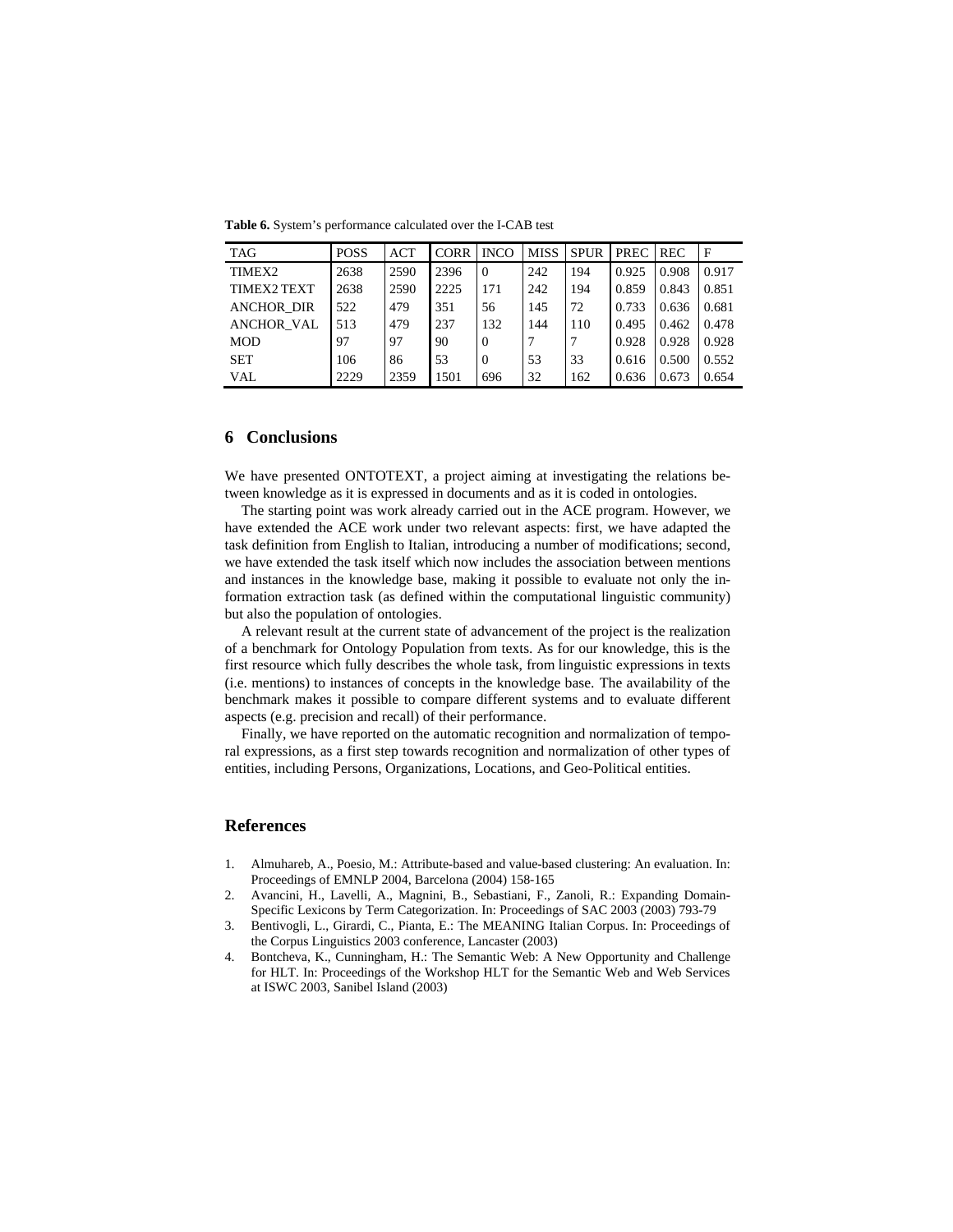**Table 6.** System's performance calculated over the I-CAB test

| TAG | POSS | ACT | CORR | INCO | MISS | SPUR | PREC | REC | F |
|---|---|---|---|---|---|---|---|---|---|
| TIMEX2 | 2638 | 2590 | 2396 | 0 | 242 | 194 | 0.925 | 0.908 | 0.917 |
| TIMEX2 TEXT | 2638 | 2590 | 2225 | 171 | 242 | 194 | 0.859 | 0.843 | 0.851 |
| ANCHOR_DIR | 522 | 479 | 351 | 56 | 145 | 72 | 0.733 | 0.636 | 0.681 |
| ANCHOR_VAL | 513 | 479 | 237 | 132 | 144 | 110 | 0.495 | 0.462 | 0.478 |
| MOD | 97 | 97 | 90 | 0 | 7 | 7 | 0.928 | 0.928 | 0.928 |
| SET | 106 | 86 | 53 | 0 | 53 | 33 | 0.616 | 0.500 | 0.552 |
| VAL | 2229 | 2359 | 1501 | 696 | 32 | 162 | 0.636 | 0.673 | 0.654 |

## 6 Conclusions

We have presented ONTOTEXT, a project aiming at investigating the relations between knowledge as it is expressed in documents and as it is coded in ontologies.

The starting point was work already carried out in the ACE program. However, we have extended the ACE work under two relevant aspects: first, we have adapted the task definition from English to Italian, introducing a number of modifications; second, we have extended the task itself which now includes the association between mentions and instances in the knowledge base, making it possible to evaluate not only the information extraction task (as defined within the computational linguistic community) but also the population of ontologies.

A relevant result at the current state of advancement of the project is the realization of a benchmark for Ontology Population from texts. As for our knowledge, this is the first resource which fully describes the whole task, from linguistic expressions in texts (i.e. mentions) to instances of concepts in the knowledge base. The availability of the benchmark makes it possible to compare different systems and to evaluate different aspects (e.g. precision and recall) of their performance.

Finally, we have reported on the automatic recognition and normalization of temporal expressions, as a first step towards recognition and normalization of other types of entities, including Persons, Organizations, Locations, and Geo-Political entities.

## References

1. Almuhareb, A., Poesio, M.: Attribute-based and value-based clustering: An evaluation. In: Proceedings of EMNLP 2004, Barcelona (2004) 158-165
2. Avancini, H., Lavelli, A., Magnini, B., Sebastiani, F., Zanoli, R.: Expanding Domain-Specific Lexicons by Term Categorization. In: Proceedings of SAC 2003 (2003) 793-79
3. Bentivogli, L., Girardi, C., Pianta, E.: The MEANING Italian Corpus. In: Proceedings of the Corpus Linguistics 2003 conference, Lancaster (2003)
4. Bontcheva, K., Cunningham, H.: The Semantic Web: A New Opportunity and Challenge for HLT. In: Proceedings of the Workshop HLT for the Semantic Web and Web Services at ISWC 2003, Sanibel Island (2003)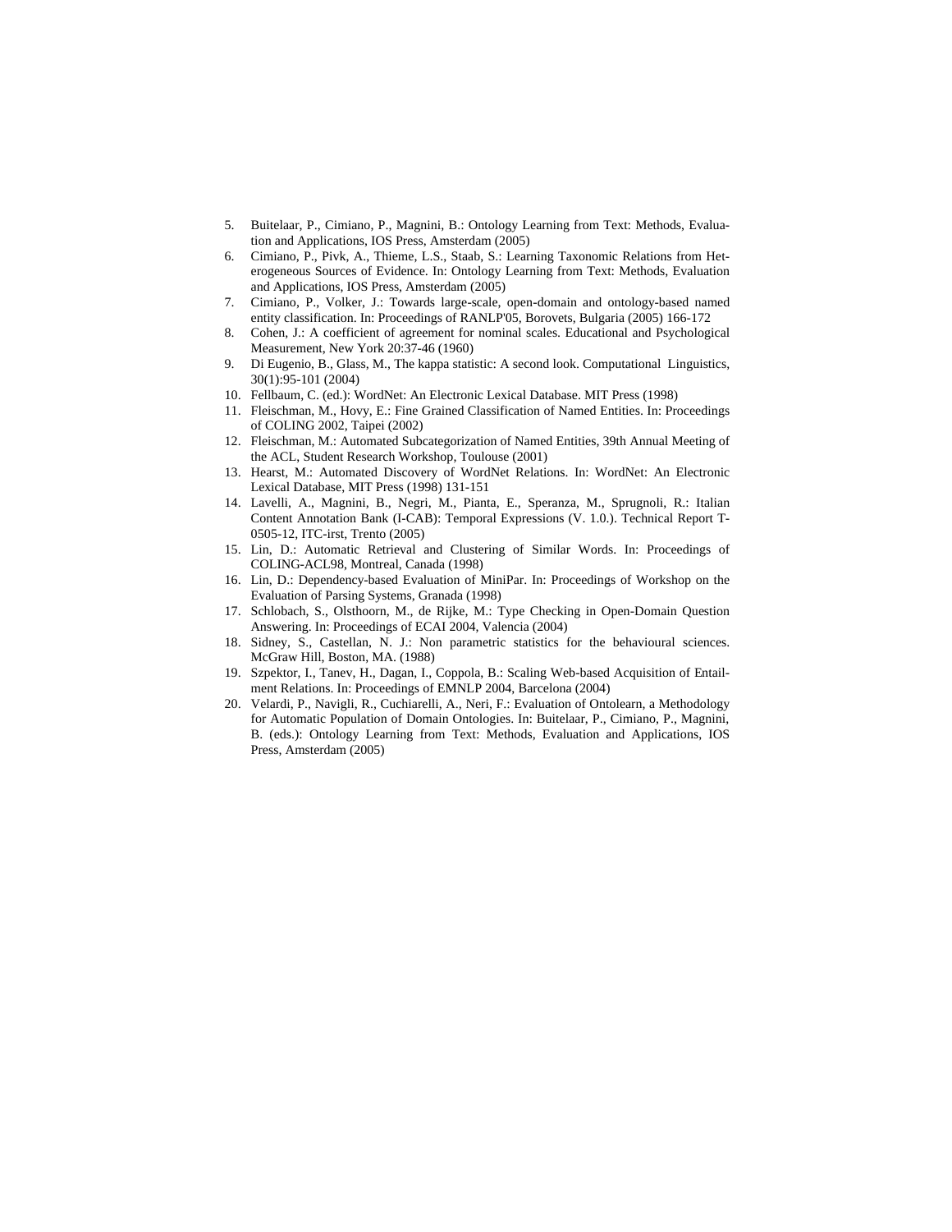5. Buitelaar, P., Cimiano, P., Magnini, B.: Ontology Learning from Text: Methods, Evaluation and Applications, IOS Press, Amsterdam (2005)
6. Cimiano, P., Pivk, A., Thieme, L.S., Staab, S.: Learning Taxonomic Relations from Heterogeneous Sources of Evidence. In: Ontology Learning from Text: Methods, Evaluation and Applications, IOS Press, Amsterdam (2005)
7. Cimiano, P., Volker, J.: Towards large-scale, open-domain and ontology-based named entity classification. In: Proceedings of RANLP'05, Borovets, Bulgaria (2005) 166-172
8. Cohen, J.: A coefficient of agreement for nominal scales. Educational and Psychological Measurement, New York 20:37-46 (1960)
9. Di Eugenio, B., Glass, M., The kappa statistic: A second look. Computational Linguistics, 30(1):95-101 (2004)
10. Fellbaum, C. (ed.): WordNet: An Electronic Lexical Database. MIT Press (1998)
11. Fleischman, M., Hovy, E.: Fine Grained Classification of Named Entities. In: Proceedings of COLING 2002, Taipei (2002)
12. Fleischman, M.: Automated Subcategorization of Named Entities, 39th Annual Meeting of the ACL, Student Research Workshop, Toulouse (2001)
13. Hearst, M.: Automated Discovery of WordNet Relations. In: WordNet: An Electronic Lexical Database, MIT Press (1998) 131-151
14. Lavelli, A., Magnini, B., Negri, M., Pianta, E., Speranza, M., Sprugnoli, R.: Italian Content Annotation Bank (I-CAB): Temporal Expressions (V. 1.0.). Technical Report T-0505-12, ITC-irst, Trento (2005)
15. Lin, D.: Automatic Retrieval and Clustering of Similar Words. In: Proceedings of COLING-ACL98, Montreal, Canada (1998)
16. Lin, D.: Dependency-based Evaluation of MiniPar. In: Proceedings of Workshop on the Evaluation of Parsing Systems, Granada (1998)
17. Schlobach, S., Olsthoorn, M., de Rijke, M.: Type Checking in Open-Domain Question Answering. In: Proceedings of ECAI 2004, Valencia (2004)
18. Sidney, S., Castellan, N. J.: Non parametric statistics for the behavioural sciences. McGraw Hill, Boston, MA. (1988)
19. Szpektor, I., Tanev, H., Dagan, I., Coppola, B.: Scaling Web-based Acquisition of Entailment Relations. In: Proceedings of EMNLP 2004, Barcelona (2004)
20. Velardi, P., Navigli, R., Cuchiarelli, A., Neri, F.: Evaluation of Ontolearn, a Methodology for Automatic Population of Domain Ontologies. In: Buitelaar, P., Cimiano, P., Magnini, B. (eds.): Ontology Learning from Text: Methods, Evaluation and Applications, IOS Press, Amsterdam (2005)